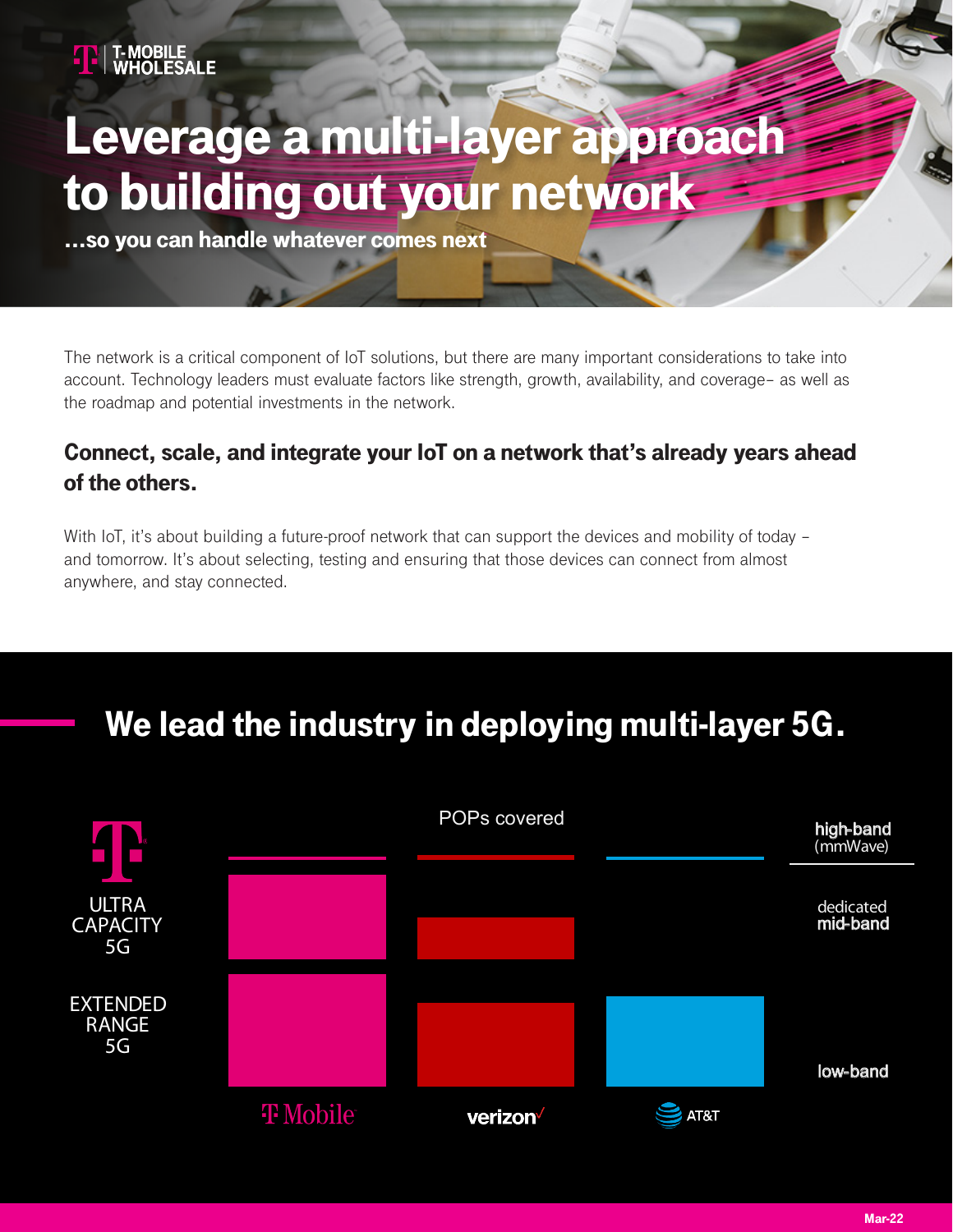T-MOBILE WHOLESALE

# Leverage a multi-layer approach to building out your network

**…so you can handle whatever comes next**

The network is a critical component of IoT solutions, but there are many important considerations to take into account. Technology leaders must evaluate factors like strength, growth, availability, and coverage– as well as the roadmap and potential investments in the network.

## Connect, scale, and integrate your IoT on a network that's already years ahead of the others.

With IoT, it's about building a future-proof network that can support the devices and mobility of today – and tomorrow. It's about selecting, testing and ensuring that those devices can connect from almost anywhere, and stay connected.

## We lead the industry in deploying multi-layer 5G.

POPs covered

ULTRA CAPACITY 5G

EXTENDED RANGE 5G

high-band (mmWave)

dedicated mid-band

low-band

T Mobile

verizon

AT&T

Mar-22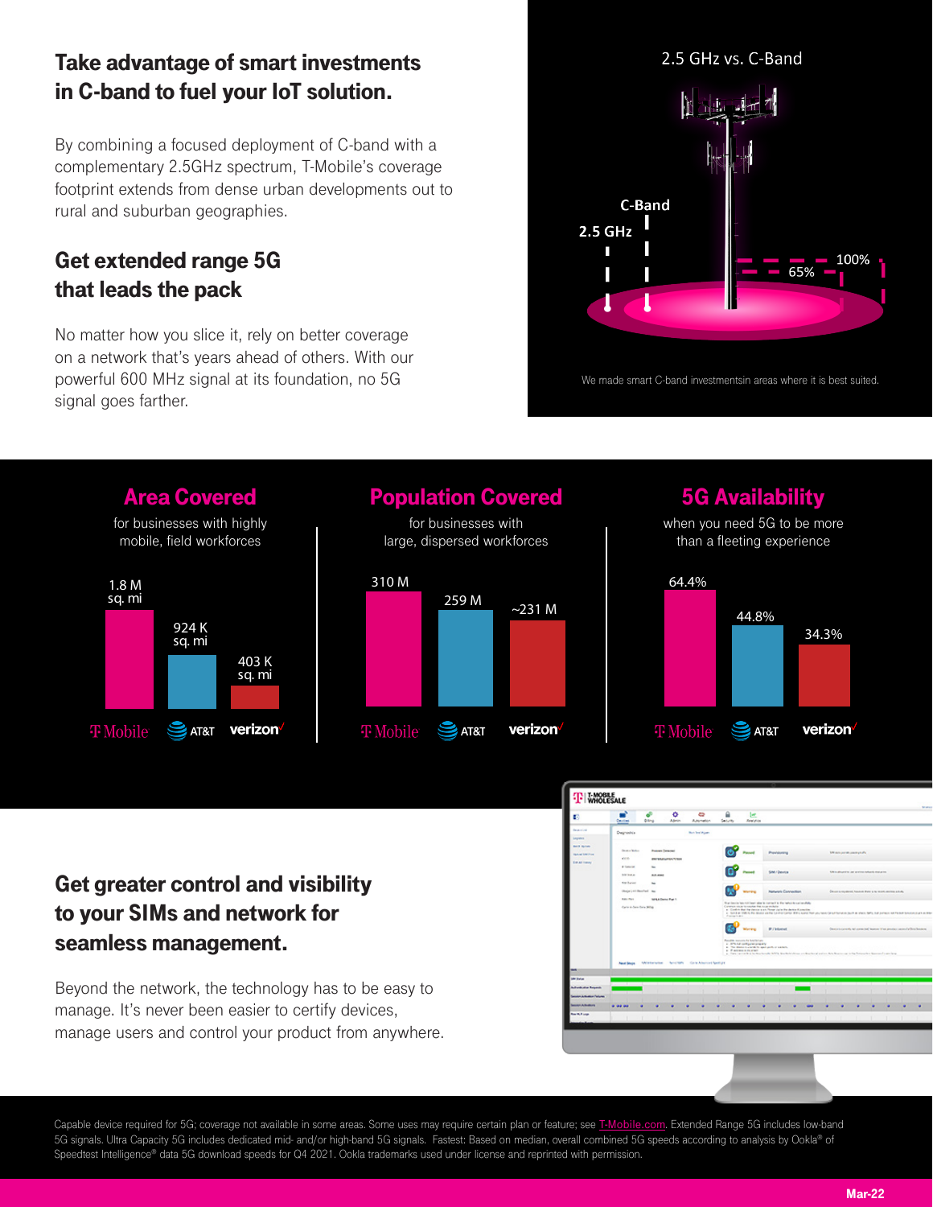## Take advantage of smart investments in C-band to fuel your IoT solution.

By combining a focused deployment of C-band with a complementary 2.5GHz spectrum, T-Mobile's coverage footprint extends from dense urban developments out to rural and suburban geographies.

## Get extended range 5G that leads the pack

No matter how you slice it, rely on better coverage on a network that's years ahead of others. With our powerful 600 MHz signal at its foundation, no 5G signal goes farther.

2.5 GHz vs. C-Band

C-Band

2.5 GHz

65%

100%

We made smart C-band investmentsin areas where it is best suited.

### Area Covered

for businesses with highly mobile, field workforces

| T-Mobile | AT&T | verizon |
|---|---|---|
| 1.8 M sq. mi | 924 K sq. mi | 403 K sq. mi |

### Population Covered

for businesses with large, dispersed workforces

| T-Mobile | AT&T | verizon |
|---|---|---|
| 310 M | 259 M | ~231 M |

### 5G Availability

when you need 5G to be more than a fleeting experience

| T-Mobile | AT&T | verizon |
|---|---|---|
| 64.4% | 44.8% | 34.3% |

## Get greater control and visibility to your SIMs and network for seamless management.

Beyond the network, the technology has to be easy to manage. It's never been easier to certify devices, manage users and control your product from anywhere.

Capable device required for 5G; coverage not available in some areas. Some uses may require certain plan or feature; see T-Mobile.com. Extended Range 5G includes low-band 5G signals. Ultra Capacity 5G includes dedicated mid- and/or high-band 5G signals. Fastest: Based on median, overall combined 5G speeds according to analysis by Ookla® of Speedtest Intelligence® data 5G download speeds for Q4 2021. Ookla trademarks used under license and reprinted with permission.

Mar-22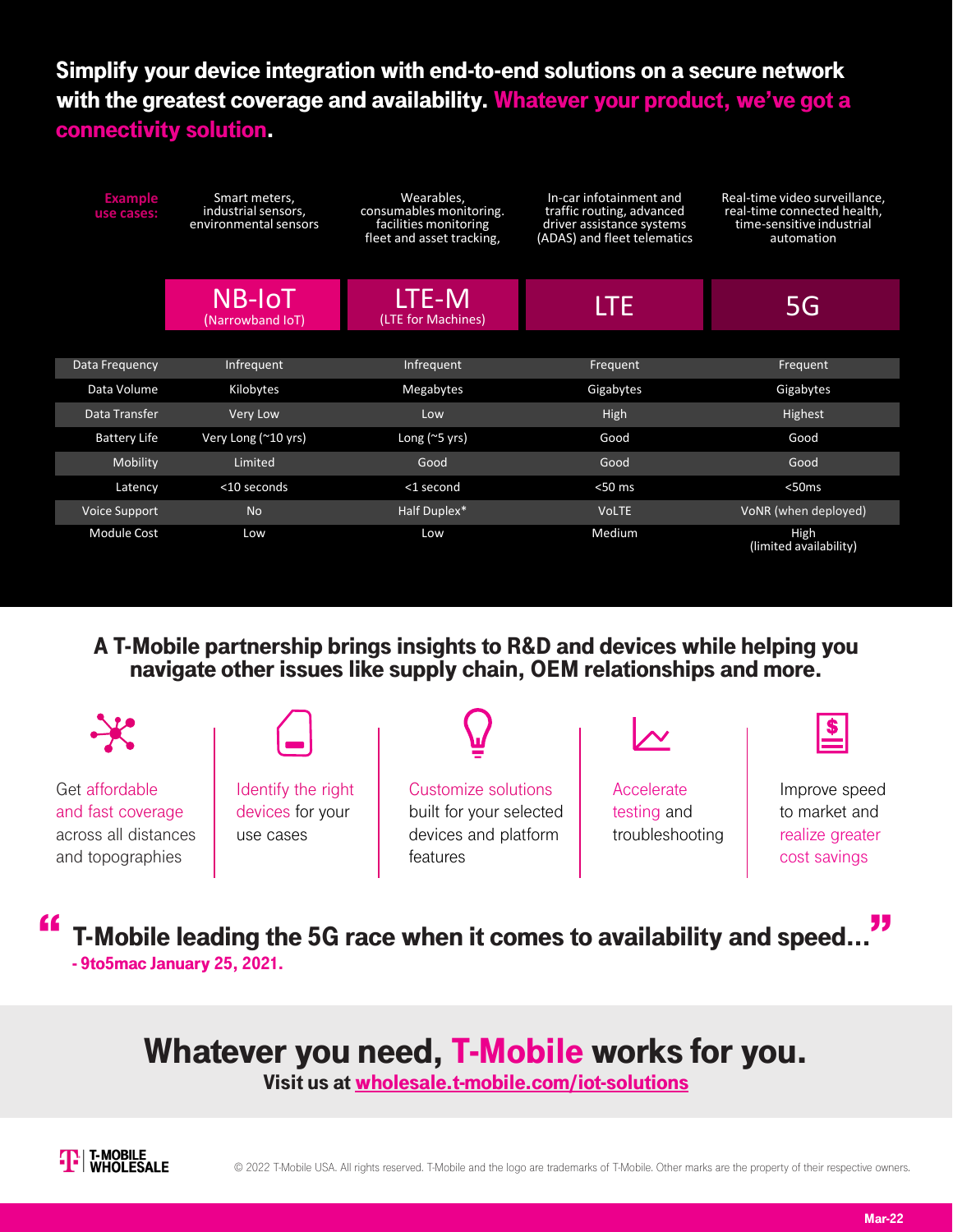**Simplify your device integration with end-to-end solutions on a secure network with the greatest coverage and availability. Whatever your product, we've got a connectivity solution.**

| | NB-IoT (Narrowband IoT) | LTE-M (LTE for Machines) | LTE | 5G |
|---|---|---|---|---|
| **Example use cases:** | Smart meters, industrial sensors, environmental sensors | Wearables, consumables monitoring. facilities monitoring fleet and asset tracking, | In-car infotainment and traffic routing, advanced driver assistance systems (ADAS) and fleet telematics | Real-time video surveillance, real-time connected health, time-sensitive industrial automation |
| Data Frequency | Infrequent | Infrequent | Frequent | Frequent |
| Data Volume | Kilobytes | Megabytes | Gigabytes | Gigabytes |
| Data Transfer | Very Low | Low | High | Highest |
| Battery Life | Very Long (~10 yrs) | Long (~5 yrs) | Good | Good |
| Mobility | Limited | Good | Good | Good |
| Latency | <10 seconds | <1 second | <50 ms | <50ms |
| Voice Support | No | Half Duplex* | VoLTE | VoNR (when deployed) |
| Module Cost | Low | Low | Medium | High (limited availability) |

## A T-Mobile partnership brings insights to R&D and devices while helping you navigate other issues like supply chain, OEM relationships and more.

- Get affordable and fast coverage across all distances and topographies
- Identify the right devices for your use cases
- Customize solutions built for your selected devices and platform features
- Accelerate testing and troubleshooting
- Improve speed to market and realize greater cost savings

> **"T-Mobile leading the 5G race when it comes to availability and speed…"**
> **- 9to5mac January 25, 2021.**

# Whatever you need, T-Mobile works for you.

**Visit us at wholesale.t-mobile.com/iot-solutions**

T-MOBILE WHOLESALE

© 2022 T-Mobile USA. All rights reserved. T-Mobile and the logo are trademarks of T-Mobile. Other marks are the property of their respective owners.

Mar-22